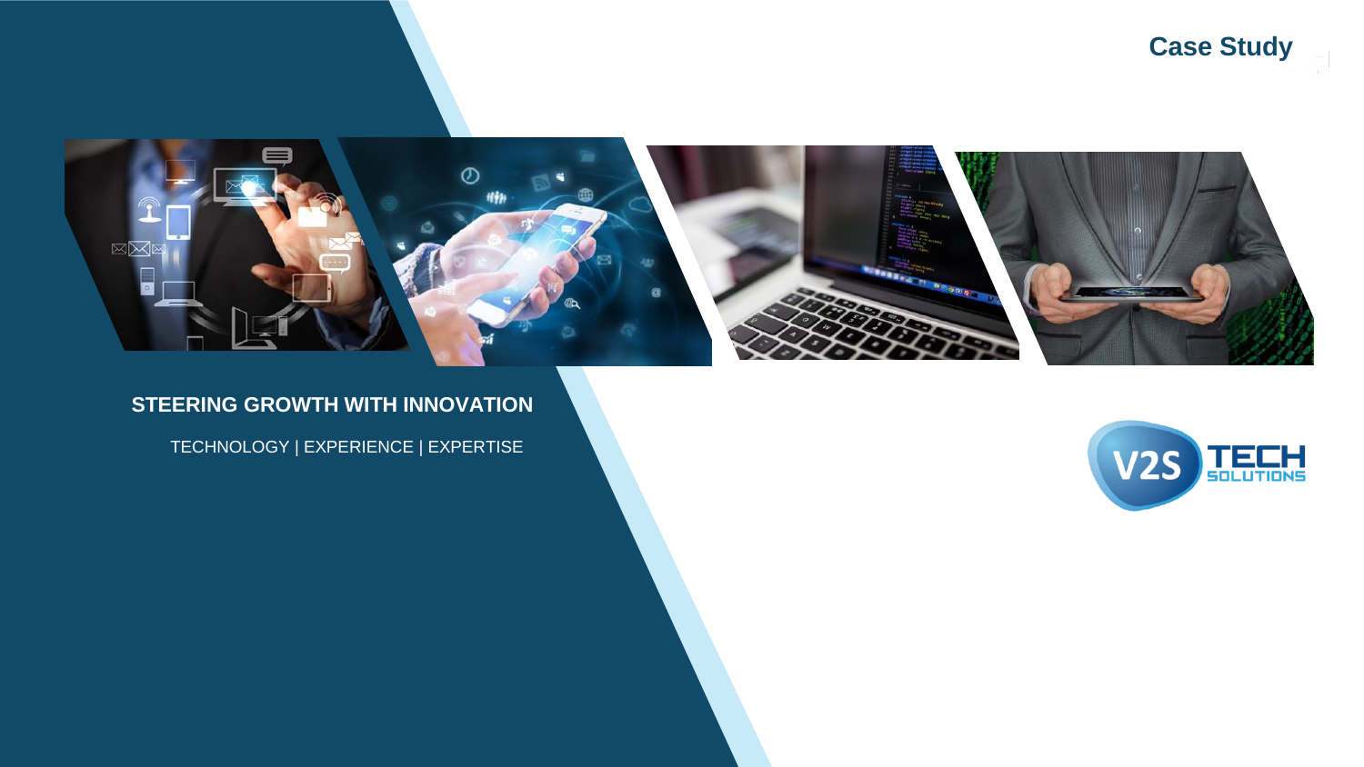Case Study

# STEERING GROWTH WITH INNOVATION

TECHNOLOGY | EXPERIENCE | EXPERTISE

V2S TECH SOLUTIONS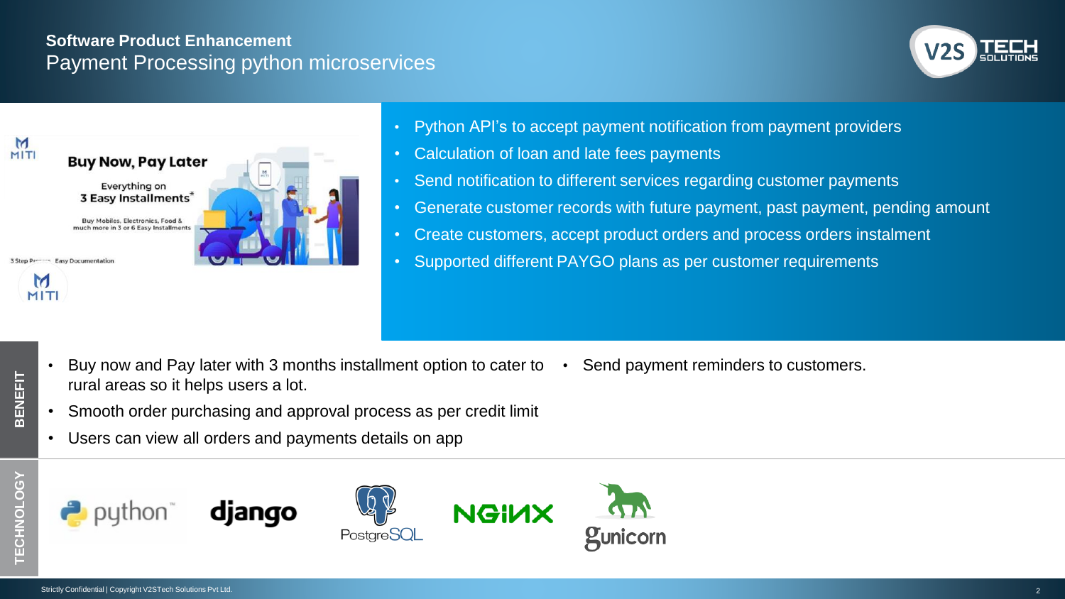## Software Product Enhancement

# Payment Processing python microservices

- Python API's to accept payment notification from payment providers
- Calculation of loan and late fees payments
- Send notification to different services regarding customer payments
- Generate customer records with future payment, past payment, pending amount
- Create customers, accept product orders and process orders instalment
- Supported different PAYGO plans as per customer requirements

### BENEFIT

- Buy now and Pay later with 3 months installment option to cater to rural areas so it helps users a lot.
- Smooth order purchasing and approval process as per credit limit
- Users can view all orders and payments details on app
- Send payment reminders to customers.

### TECHNOLOGY

python, django, PostgreSQL, NGINX, gunicorn

Strictly Confidential | Copyright V2STech Solutions Pvt Ltd.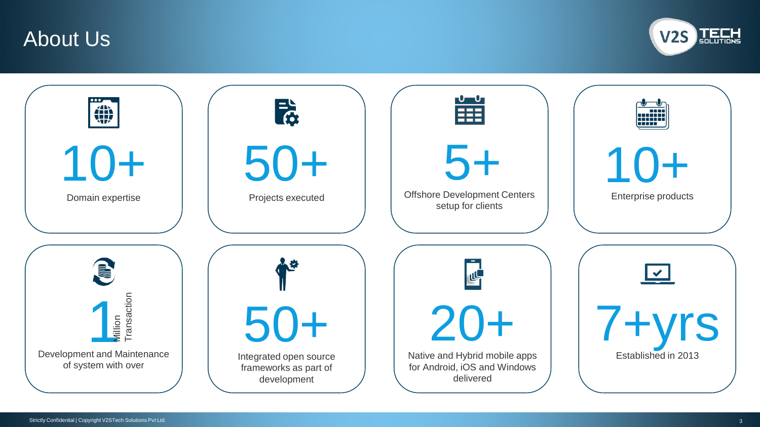# About Us

**10+**
Domain expertise

**50+**
Projects executed

**5+**
Offshore Development Centers setup for clients

**10+**
Enterprise products

**1** Million Transaction
Development and Maintenance of system with over

**50+**
Integrated open source frameworks as part of development

**20+**
Native and Hybrid mobile apps for Android, iOS and Windows delivered

**7+yrs**
Established in 2013

Strictly Confidential | Copyright V2STech Solutions Pvt Ltd.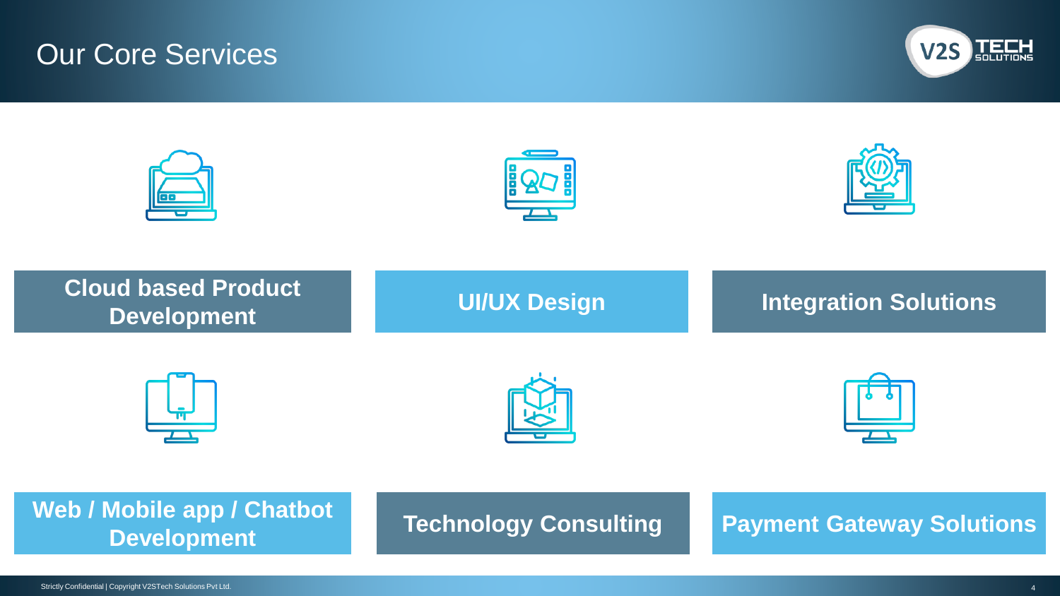# Our Core Services

- **Cloud based Product Development**
- **UI/UX Design**
- **Integration Solutions**
- **Web / Mobile app / Chatbot Development**
- **Technology Consulting**
- **Payment Gateway Solutions**

Strictly Confidential | Copyright V2STech Solutions Pvt Ltd.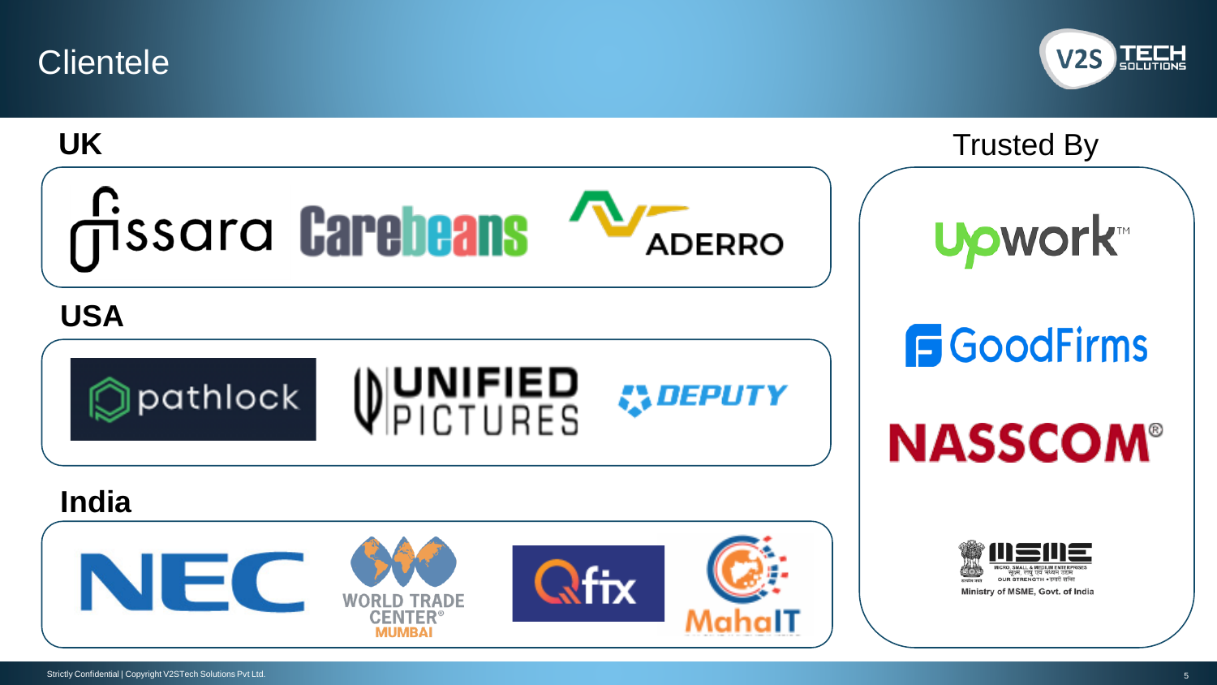# Clientele

## UK

Fissara, Carebeans, ADERRO

## USA

pathlock, UNIFIED PICTURES, DEPUTY

## India

NEC, WORLD TRADE CENTER® MUMBAI, Qfix, MahaIT

## Trusted By

upwork™

GoodFirms

NASSCOM®

MSME — MICRO, SMALL & MEDIUM ENTERPRISES — OUR STRENGTH

Ministry of MSME, Govt. of India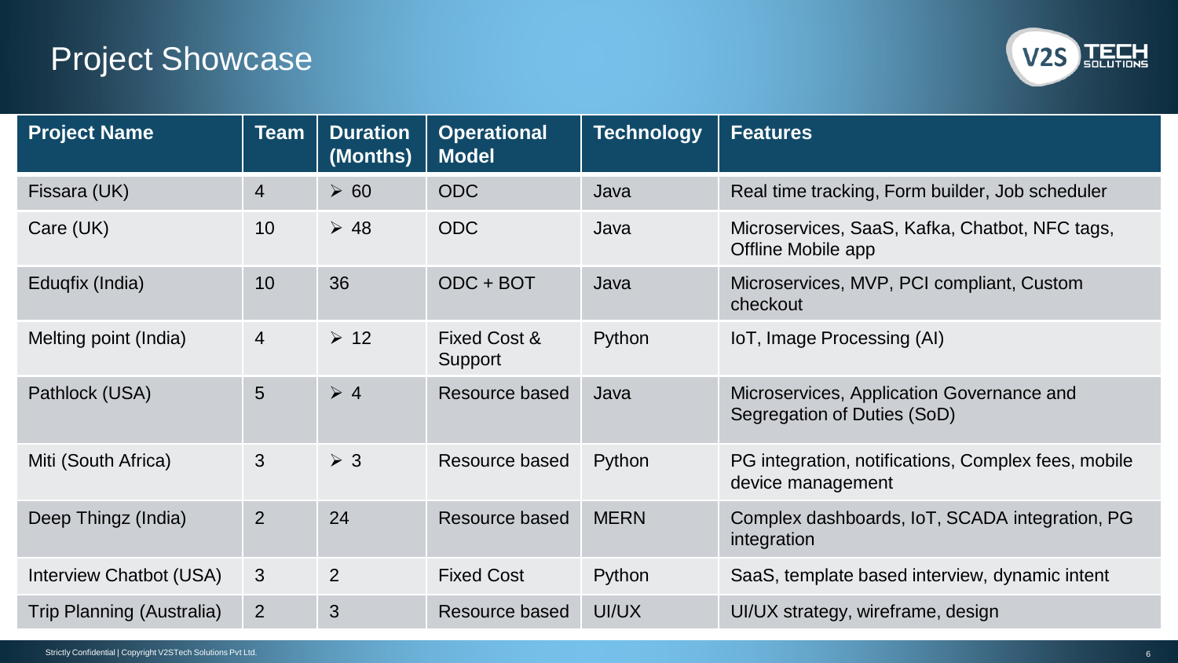# Project Showcase

| Project Name | Team | Duration (Months) | Operational Model | Technology | Features |
|---|---|---|---|---|---|
| Fissara (UK) | 4 | ➢ 60 | ODC | Java | Real time tracking, Form builder, Job scheduler |
| Care (UK) | 10 | ➢ 48 | ODC | Java | Microservices, SaaS, Kafka, Chatbot, NFC tags, Offline Mobile app |
| Eduqfix (India) | 10 | 36 | ODC + BOT | Java | Microservices, MVP, PCI compliant, Custom checkout |
| Melting point (India) | 4 | ➢ 12 | Fixed Cost & Support | Python | IoT, Image Processing (AI) |
| Pathlock (USA) | 5 | ➢ 4 | Resource based | Java | Microservices, Application Governance and Segregation of Duties (SoD) |
| Miti (South Africa) | 3 | ➢ 3 | Resource based | Python | PG integration, notifications, Complex fees, mobile device management |
| Deep Thingz (India) | 2 | 24 | Resource based | MERN | Complex dashboards, IoT, SCADA integration, PG integration |
| Interview Chatbot (USA) | 3 | 2 | Fixed Cost | Python | SaaS, template based interview, dynamic intent |
| Trip Planning (Australia) | 2 | 3 | Resource based | UI/UX | UI/UX strategy, wireframe, design |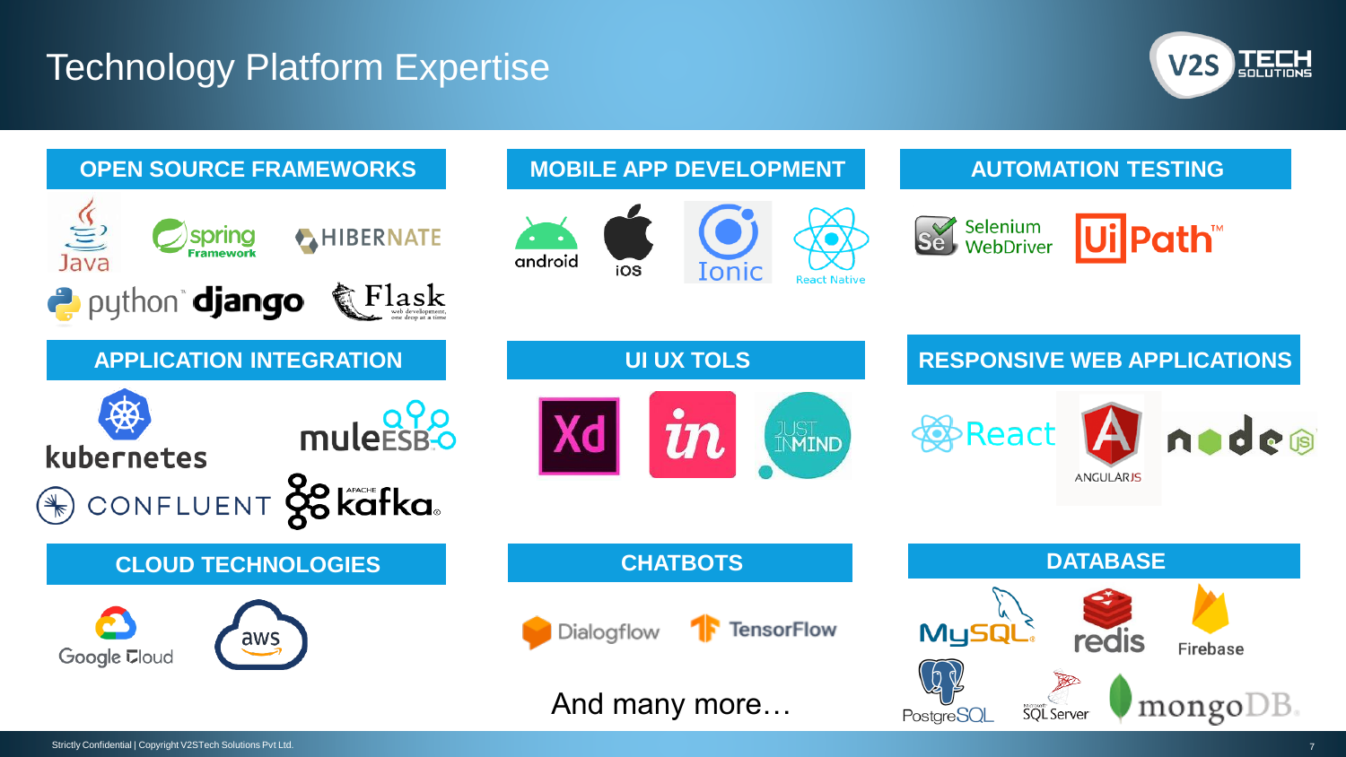# Technology Platform Expertise

## OPEN SOURCE FRAMEWORKS

Java, spring Framework, HIBERNATE, python, django, Flask

## MOBILE APP DEVELOPMENT

android, iOS, Ionic, React Native

## AUTOMATION TESTING

Selenium WebDriver, UiPath

## APPLICATION INTEGRATION

kubernetes, muleESB, CONFLUENT, kafka

## UI UX TOLS

Xd, in, JUST INMIND

## RESPONSIVE WEB APPLICATIONS

React, ANGULARJS, node

## CLOUD TECHNOLOGIES

Google Cloud, aws

## CHATBOTS

Dialogflow, TensorFlow

And many more…

## DATABASE

MySQL, redis, Firebase, PostgreSQL, SQL Server, mongoDB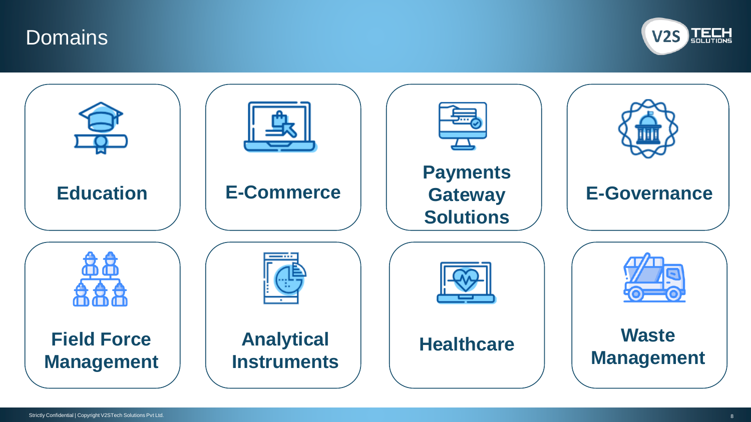# Domains

- Education
- E-Commerce
- Payments Gateway Solutions
- E-Governance
- Field Force Management
- Analytical Instruments
- Healthcare
- Waste Management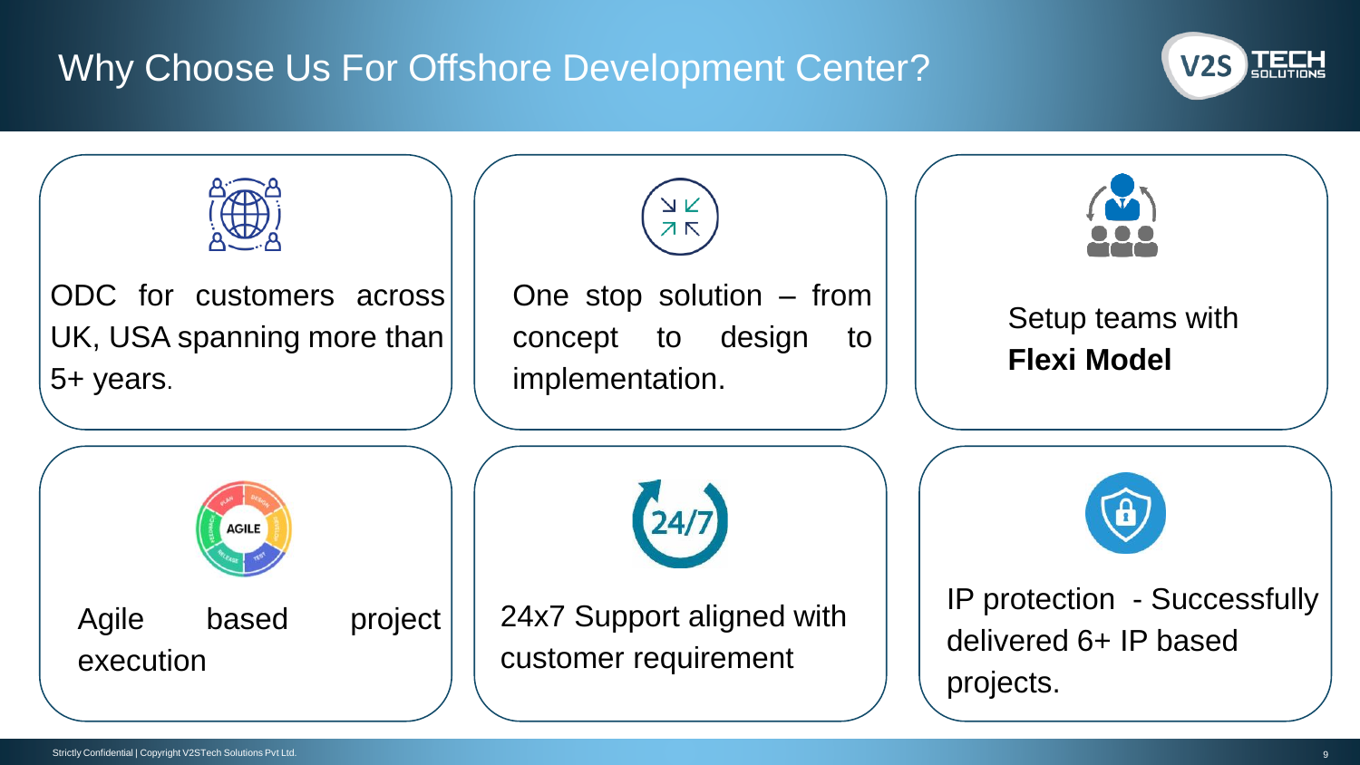# Why Choose Us For Offshore Development Center?

- ODC for customers across UK, USA spanning more than 5+ years.
- One stop solution – from concept to design to implementation.
- Setup teams with **Flexi Model**
- Agile based project execution
- 24x7 Support aligned with customer requirement
- IP protection - Successfully delivered 6+ IP based projects.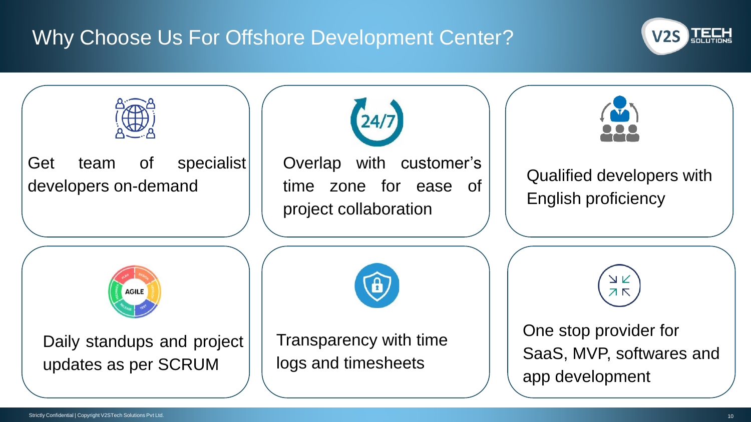# Why Choose Us For Offshore Development Center?

- Get team of specialist developers on-demand
- Overlap with customer's time zone for ease of project collaboration
- Qualified developers with English proficiency
- Daily standups and project updates as per SCRUM
- Transparency with time logs and timesheets
- One stop provider for SaaS, MVP, softwares and app development

Strictly Confidential | Copyright V2STech Solutions Pvt Ltd.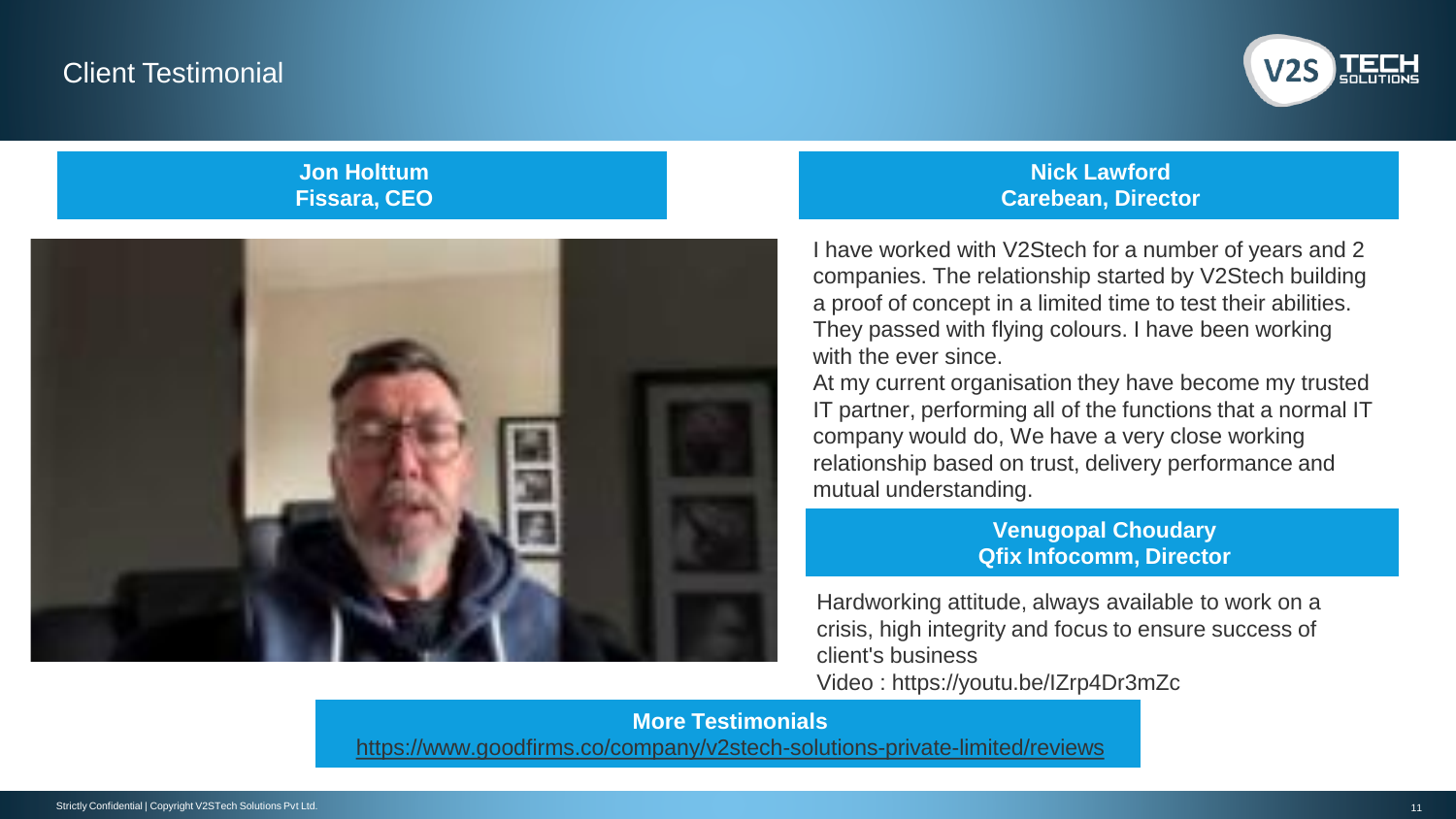# Client Testimonial

**Jon Holttum**
**Fissara, CEO**

**Nick Lawford**
**Carebean, Director**

I have worked with V2Stech for a number of years and 2 companies. The relationship started by V2Stech building a proof of concept in a limited time to test their abilities. They passed with flying colours. I have been working with the ever since.

At my current organisation they have become my trusted IT partner, performing all of the functions that a normal IT company would do, We have a very close working relationship based on trust, delivery performance and mutual understanding.

**Venugopal Choudary**
**Qfix Infocomm, Director**

Hardworking attitude, always available to work on a crisis, high integrity and focus to ensure success of client's business

Video : https://youtu.be/IZrp4Dr3mZc

**More Testimonials**

https://www.goodfirms.co/company/v2stech-solutions-private-limited/reviews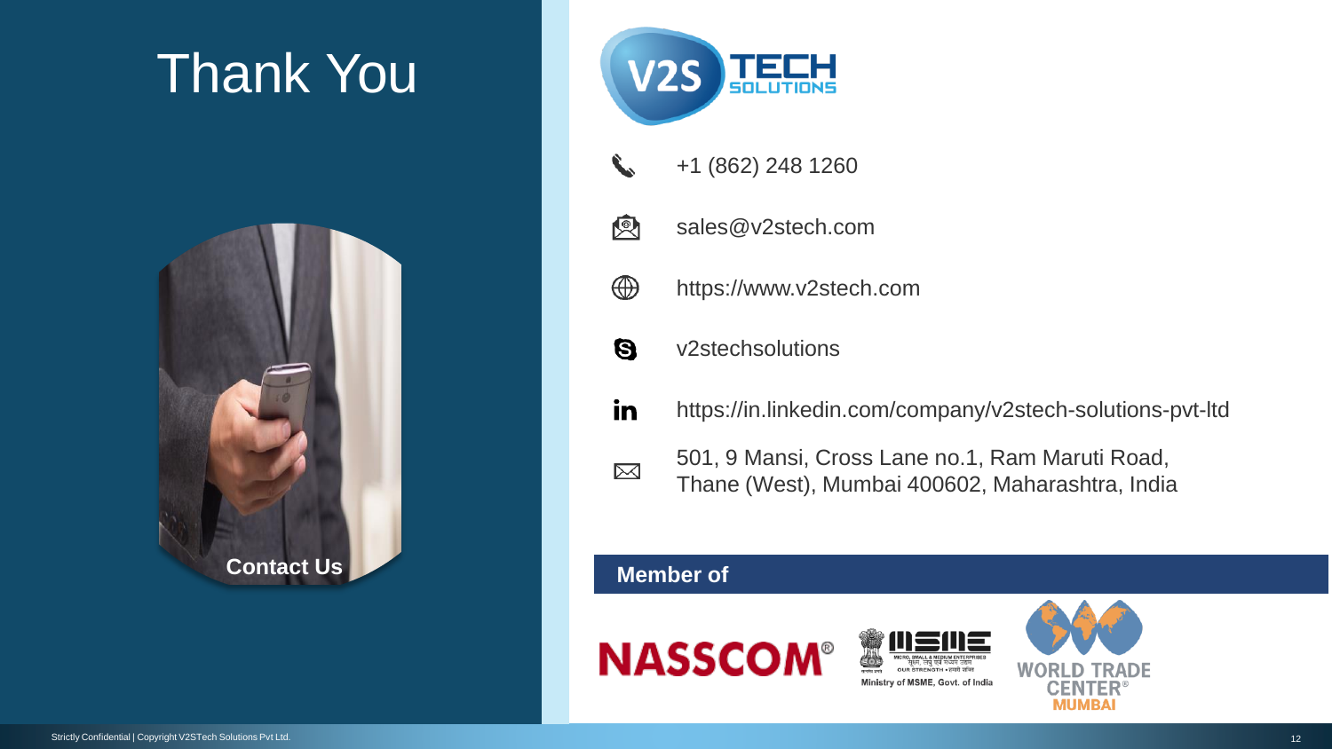# Thank You

Contact Us

V2S TECH SOLUTIONS

+1 (862) 248 1260

sales@v2stech.com

https://www.v2stech.com

v2stechsolutions

https://in.linkedin.com/company/v2stech-solutions-pvt-ltd

501, 9 Mansi, Cross Lane no.1, Ram Maruti Road,
Thane (West), Mumbai 400602, Maharashtra, India

**Member of**

NASSCOM®

MSME — Ministry of MSME, Govt. of India

WORLD TRADE CENTER® MUMBAI